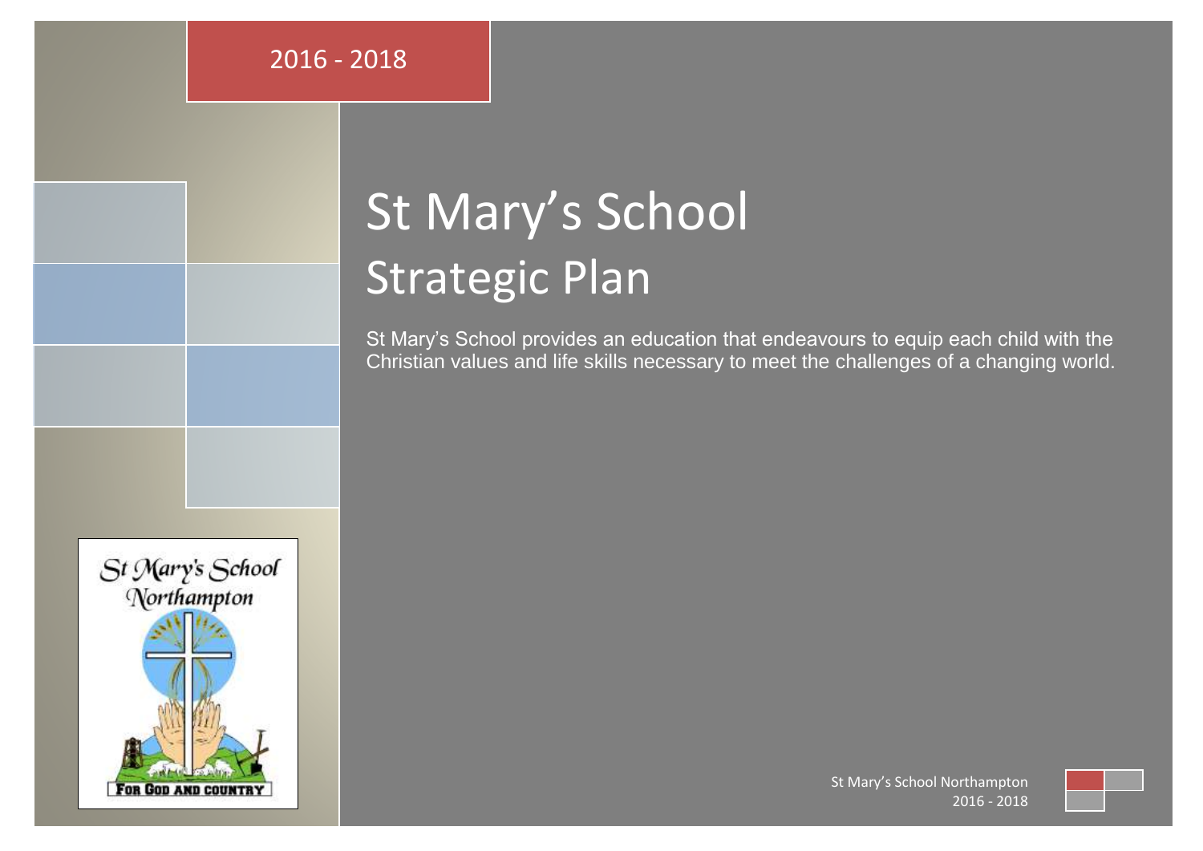2016 - 2018

# St Mary's School Strategic Plan

St Mary's School provides an education that endeavours to equip each child with the Christian values and life skills necessary to meet the challenges of a changing world.

St Mary's School Northampton

2016 - 2018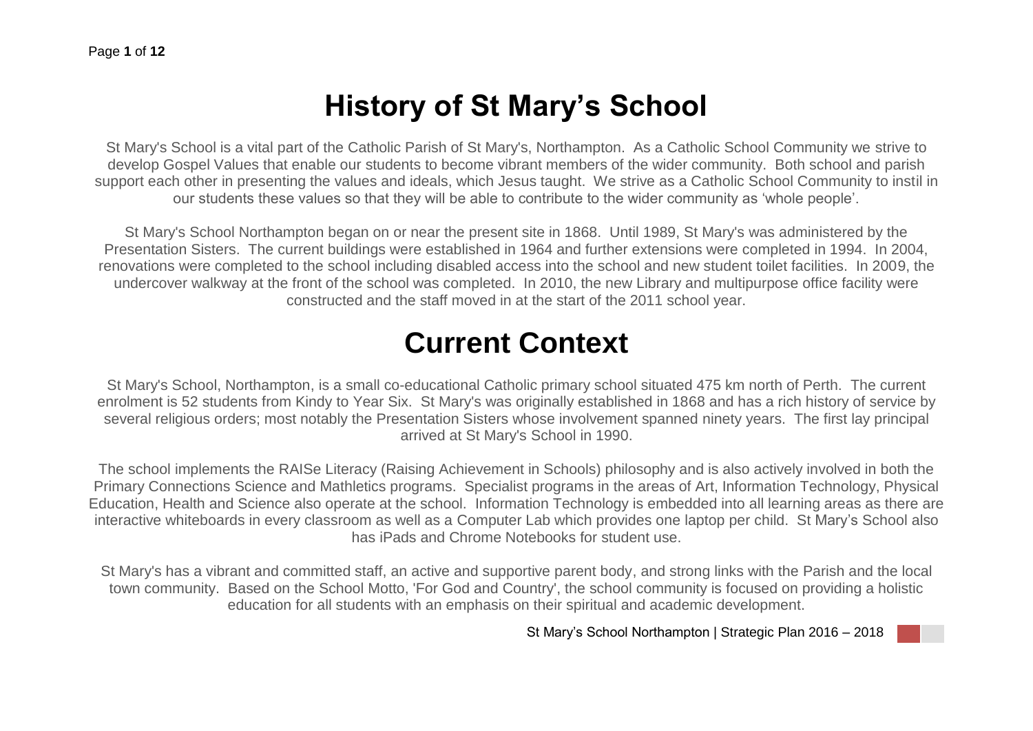# History of St Mary's School

St Mary's School is a vital part of the Catholic Parish of St Mary's, Northampton. As a Catholic School Community we strive to develop Gospel Values that enable our students to become vibrant members of the wider community. Both school and parish support each other in presenting the values and ideals, which Jesus taught. We strive as a Catholic School Community to instil in our students these values so that they will be able to contribute to the wider community as 'whole people'.

St Mary's School Northampton began on or near the present site in 1868. Until 1989, St Mary's was administered by the Presentation Sisters. The current buildings were established in 1964 and further extensions were completed in 1994. In 2004, renovations were completed to the school including disabled access into the school and new student toilet facilities. In 2009, the undercover walkway at the front of the school was completed. In 2010, the new Library and multipurpose office facility were constructed and the staff moved in at the start of the 2011 school year.

# Current Context

St Mary's School, Northampton, is a small co-educational Catholic primary school situated 475 km north of Perth. The current enrolment is 52 students from Kindy to Year Six. St Mary's was originally established in 1868 and has a rich history of service by several religious orders; most notably the Presentation Sisters whose involvement spanned ninety years. The first lay principal arrived at St Mary's School in 1990.

The school implements the RAISe Literacy (Raising Achievement in Schools) philosophy and is also actively involved in both the Primary Connections Science and Mathletics programs. Specialist programs in the areas of Art, Information Technology, Physical Education, Health and Science also operate at the school. Information Technology is embedded into all learning areas as there are interactive whiteboards in every classroom as well as a Computer Lab which provides one laptop per child. St Mary's School also has iPads and Chrome Notebooks for student use.

St Mary's has a vibrant and committed staff, an active and supportive parent body, and strong links with the Parish and the local town community. Based on the School Motto, 'For God and Country', the school community is focused on providing a holistic education for all students with an emphasis on their spiritual and academic development.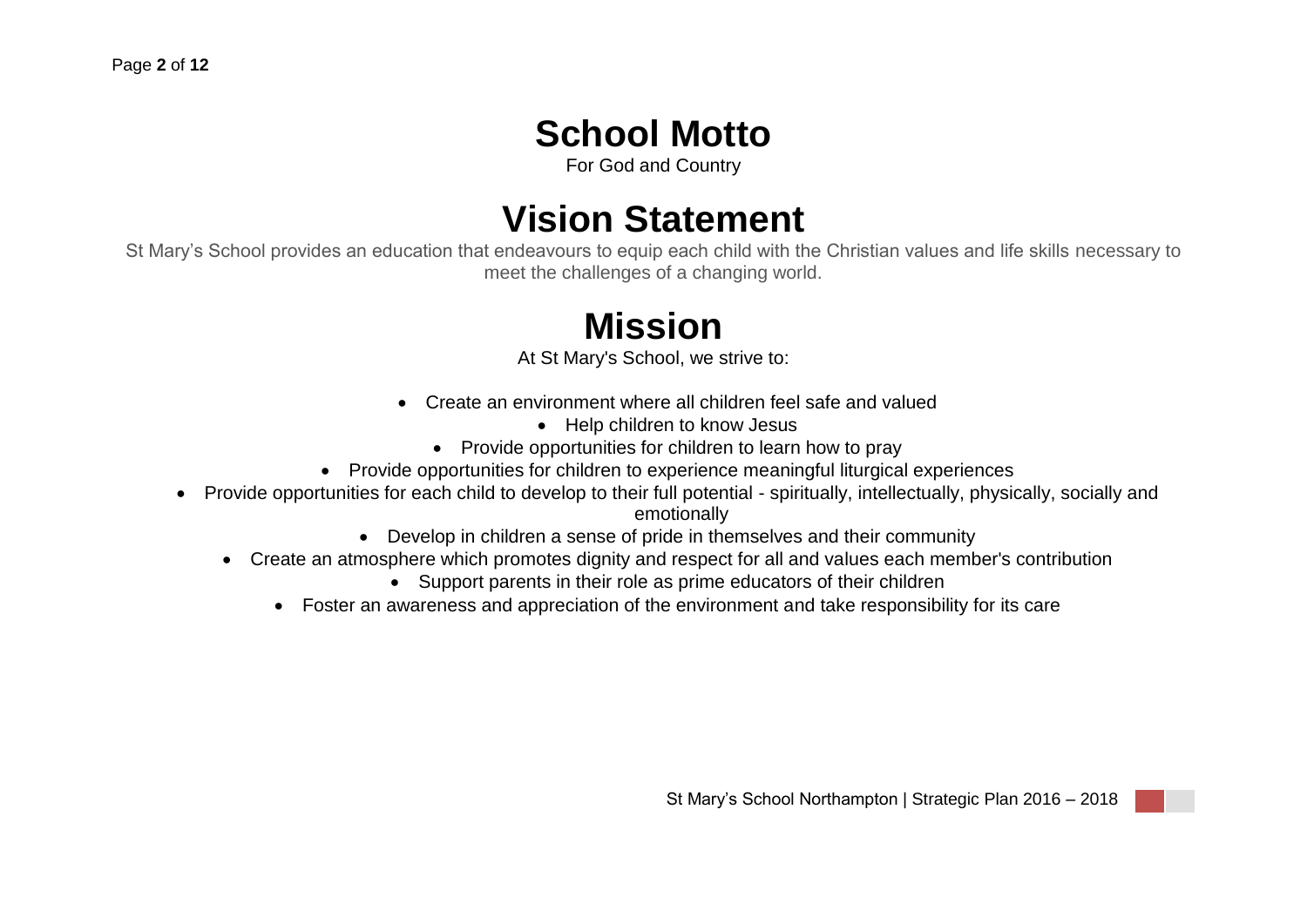# School Motto

For God and Country

# Vision Statement

St Mary's School provides an education that endeavours to equip each child with the Christian values and life skills necessary to meet the challenges of a changing world.

# Mission

At St Mary's School, we strive to:

- Create an environment where all children feel safe and valued
- Help children to know Jesus
- Provide opportunities for children to learn how to pray
- Provide opportunities for children to experience meaningful liturgical experiences
- Provide opportunities for each child to develop to their full potential - spiritually, intellectually, physically, socially and emotionally
- Develop in children a sense of pride in themselves and their community
- Create an atmosphere which promotes dignity and respect for all and values each member's contribution
- Support parents in their role as prime educators of their children
- Foster an awareness and appreciation of the environment and take responsibility for its care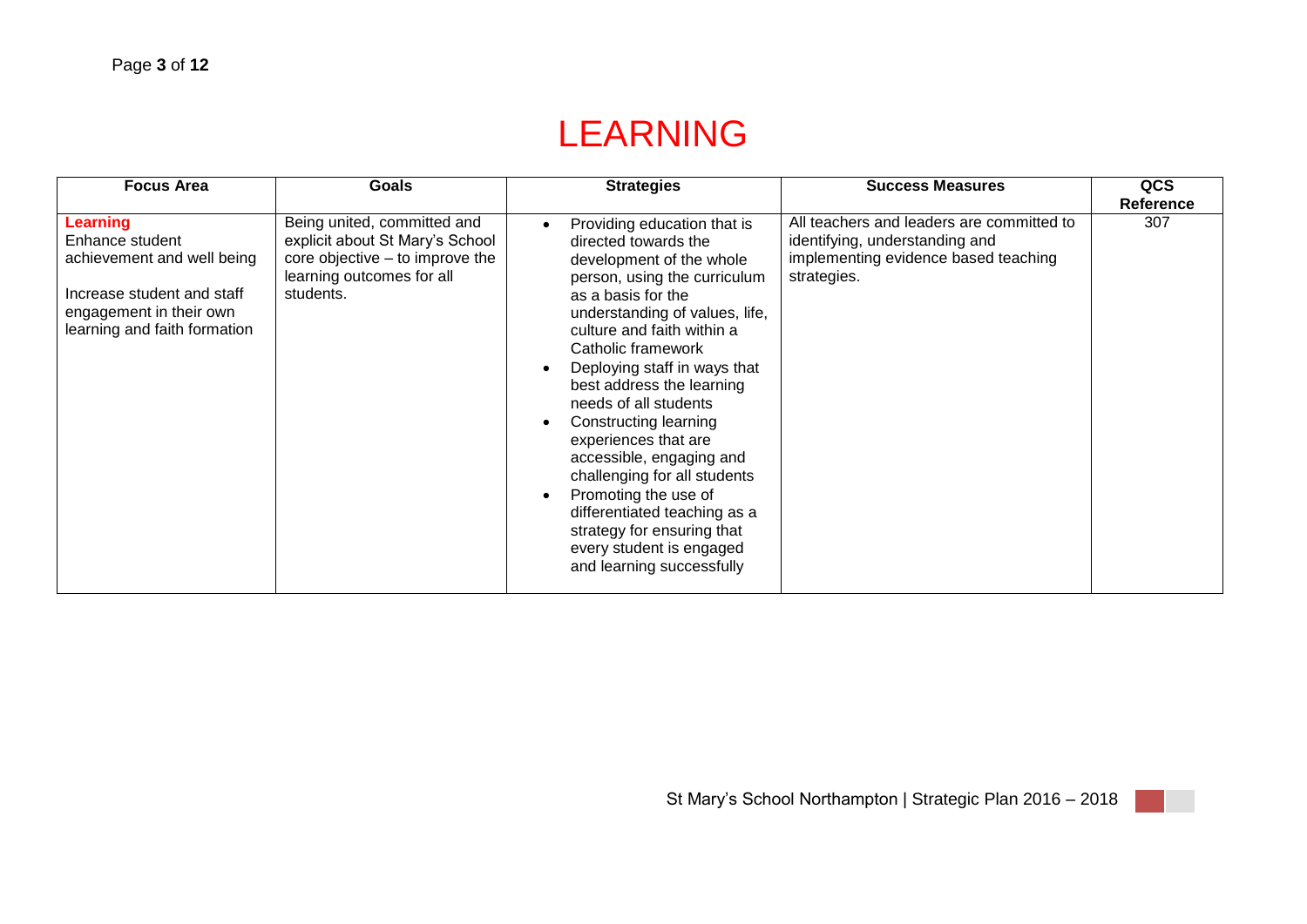# LEARNING

| Focus Area | Goals | Strategies | Success Measures | QCS Reference |
|---|---|---|---|---|
| **Learning**<br>Enhance student achievement and well being<br><br>Increase student and staff engagement in their own learning and faith formation | Being united, committed and explicit about St Mary's School core objective – to improve the learning outcomes for all students. | • Providing education that is directed towards the development of the whole person, using the curriculum as a basis for the understanding of values, life, culture and faith within a Catholic framework<br>• Deploying staff in ways that best address the learning needs of all students<br>• Constructing learning experiences that are accessible, engaging and challenging for all students<br>• Promoting the use of differentiated teaching as a strategy for ensuring that every student is engaged and learning successfully | All teachers and leaders are committed to identifying, understanding and implementing evidence based teaching strategies. | 307 |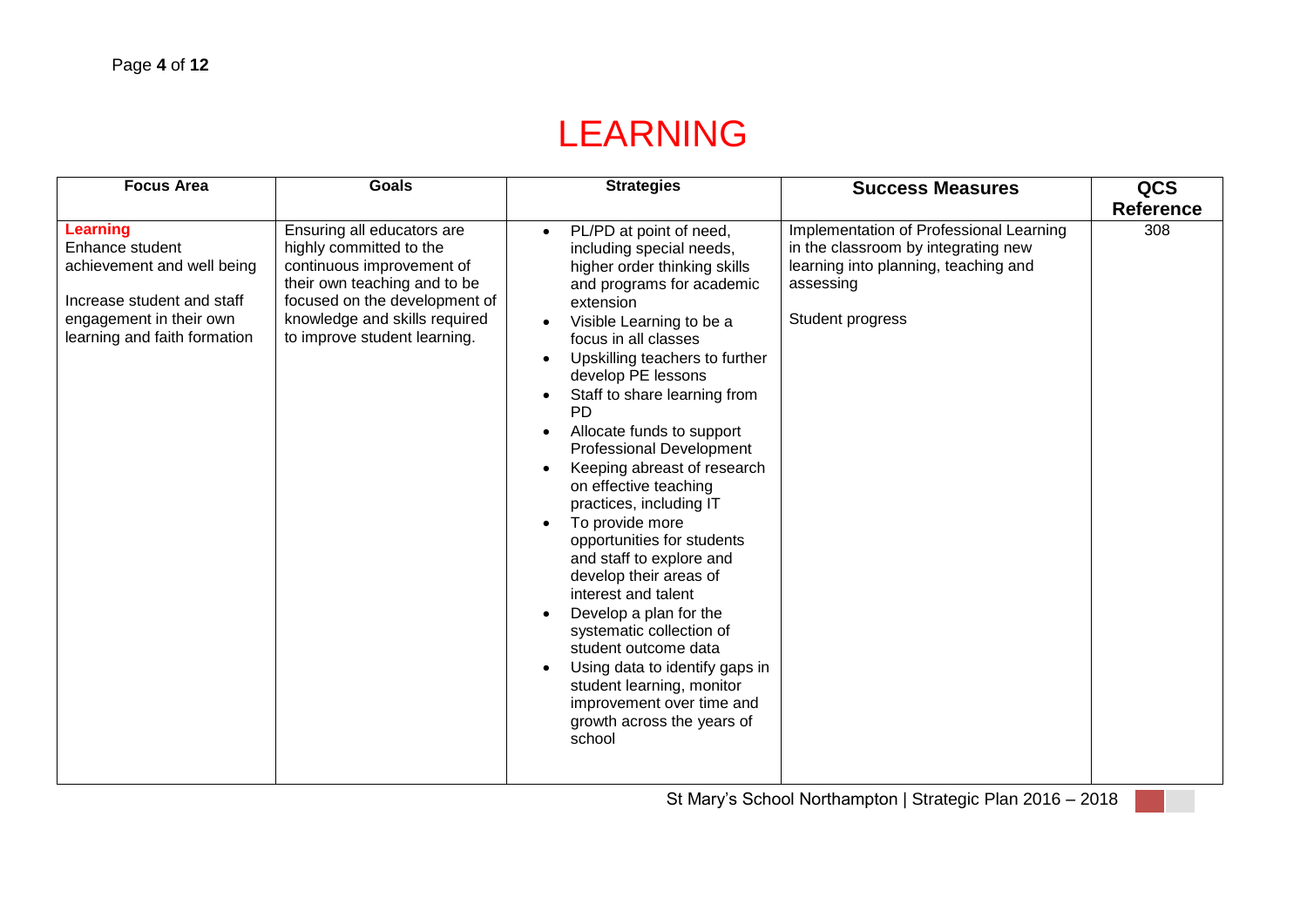# LEARNING

| Focus Area | Goals | Strategies | Success Measures | QCS Reference |
|---|---|---|---|---|
| **Learning**<br>Enhance student achievement and well being<br><br>Increase student and staff engagement in their own learning and faith formation | Ensuring all educators are highly committed to the continuous improvement of their own teaching and to be focused on the development of knowledge and skills required to improve student learning. | • PL/PD at point of need, including special needs, higher order thinking skills and programs for academic extension<br>• Visible Learning to be a focus in all classes<br>• Upskilling teachers to further develop PE lessons<br>• Staff to share learning from PD<br>• Allocate funds to support Professional Development<br>• Keeping abreast of research on effective teaching practices, including IT<br>• To provide more opportunities for students and staff to explore and develop their areas of interest and talent<br>• Develop a plan for the systematic collection of student outcome data<br>• Using data to identify gaps in student learning, monitor improvement over time and growth across the years of school | Implementation of Professional Learning in the classroom by integrating new learning into planning, teaching and assessing<br><br>Student progress | 308 |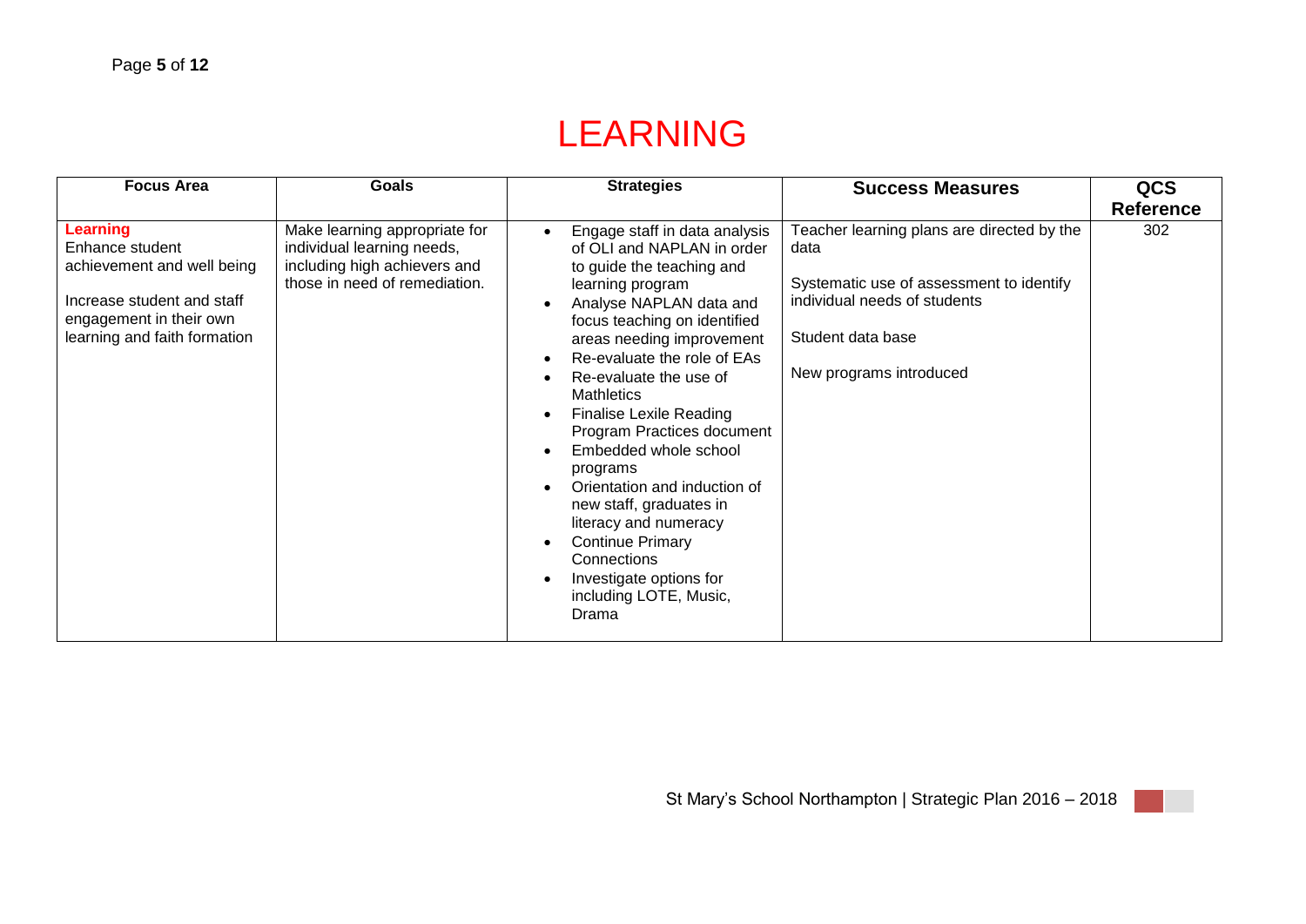# LEARNING

| Focus Area | Goals | Strategies | Success Measures | QCS Reference |
|---|---|---|---|---|
| **Learning**<br>Enhance student achievement and well being<br><br>Increase student and staff engagement in their own learning and faith formation | Make learning appropriate for individual learning needs, including high achievers and those in need of remediation. | • Engage staff in data analysis of OLI and NAPLAN in order to guide the teaching and learning program<br>• Analyse NAPLAN data and focus teaching on identified areas needing improvement<br>• Re-evaluate the role of EAs<br>• Re-evaluate the use of Mathletics<br>• Finalise Lexile Reading Program Practices document<br>• Embedded whole school programs<br>• Orientation and induction of new staff, graduates in literacy and numeracy<br>• Continue Primary Connections<br>• Investigate options for including LOTE, Music, Drama | Teacher learning plans are directed by the data<br><br>Systematic use of assessment to identify individual needs of students<br><br>Student data base<br><br>New programs introduced | 302 |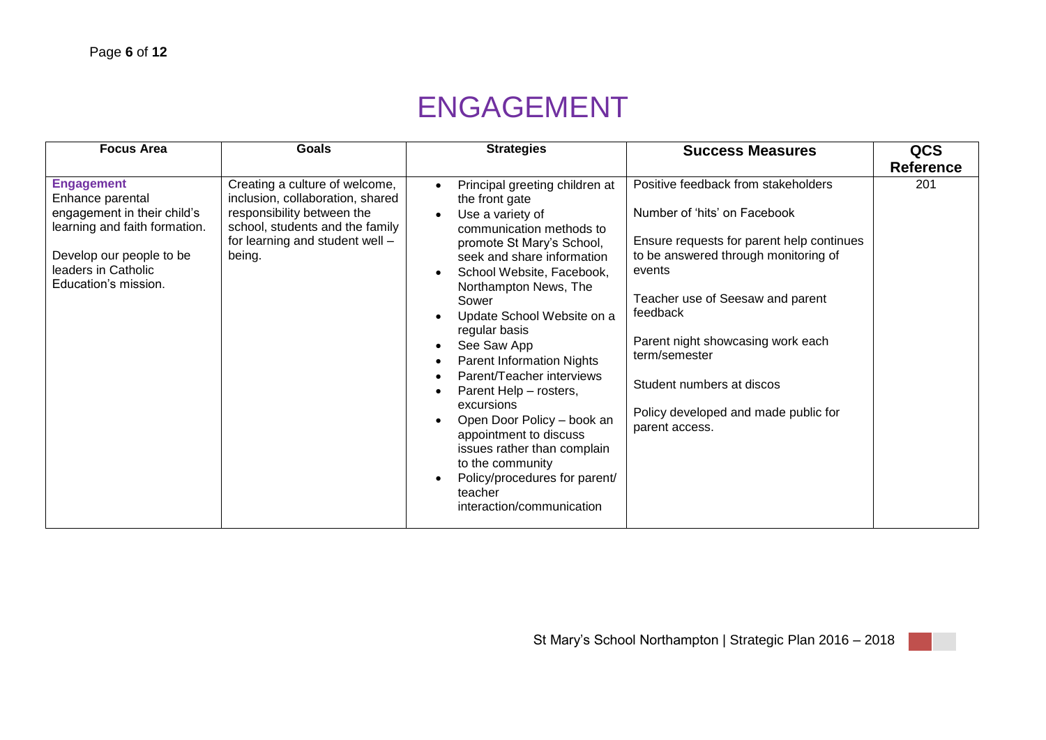# ENGAGEMENT

| Focus Area | Goals | Strategies | Success Measures | QCS Reference |
|---|---|---|---|---|
| **Engagement**<br>Enhance parental engagement in their child's learning and faith formation.<br><br>Develop our people to be leaders in Catholic Education's mission. | Creating a culture of welcome, inclusion, collaboration, shared responsibility between the school, students and the family for learning and student well – being. | • Principal greeting children at the front gate<br>• Use a variety of communication methods to promote St Mary's School, seek and share information<br>• School Website, Facebook, Northampton News, The Sower<br>• Update School Website on a regular basis<br>• See Saw App<br>• Parent Information Nights<br>• Parent/Teacher interviews<br>• Parent Help – rosters, excursions<br>• Open Door Policy – book an appointment to discuss issues rather than complain to the community<br>• Policy/procedures for parent/ teacher interaction/communication | Positive feedback from stakeholders<br><br>Number of 'hits' on Facebook<br><br>Ensure requests for parent help continues to be answered through monitoring of events<br><br>Teacher use of Seesaw and parent feedback<br><br>Parent night showcasing work each term/semester<br><br>Student numbers at discos<br><br>Policy developed and made public for parent access. | 201 |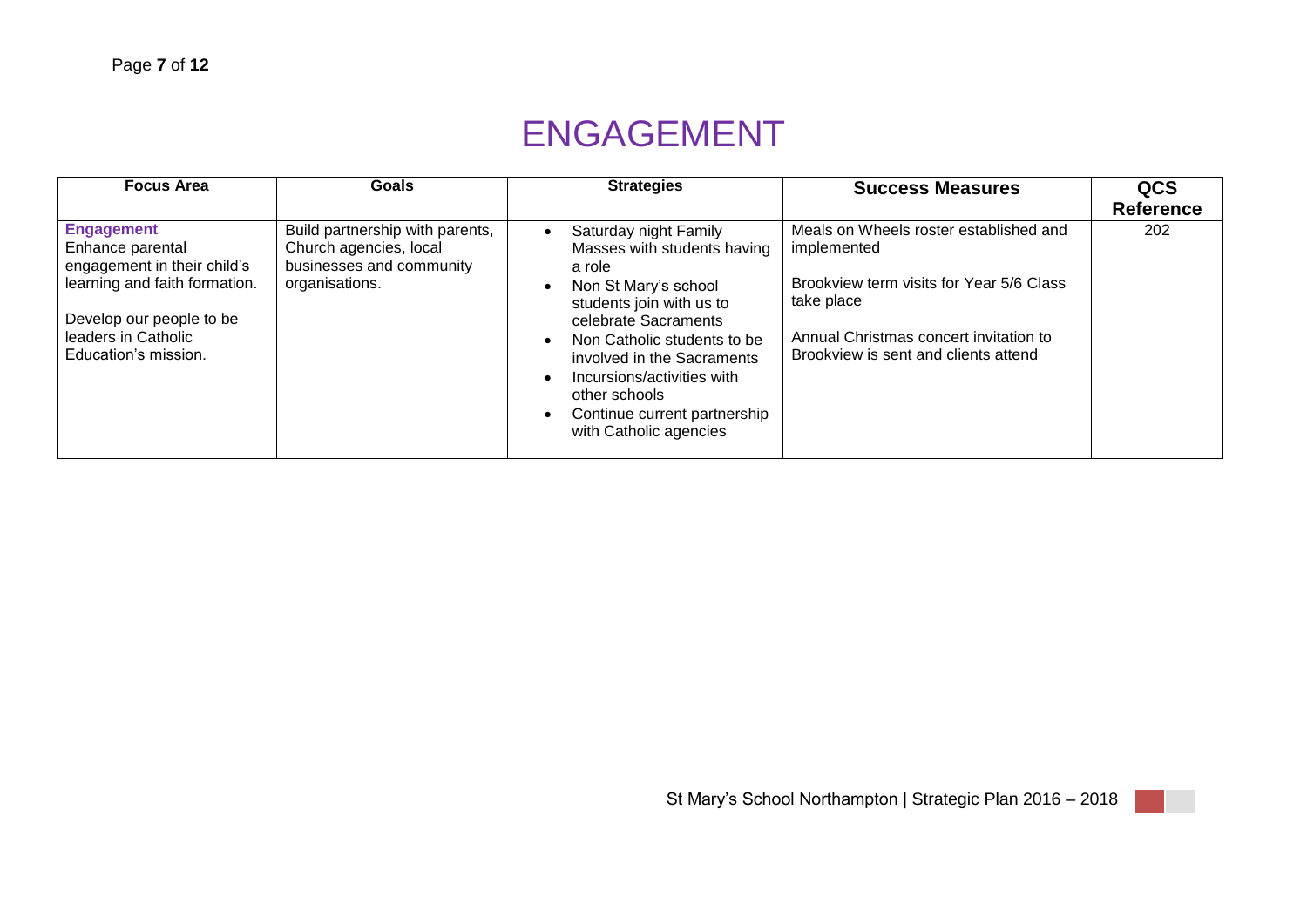# ENGAGEMENT

| Focus Area | Goals | Strategies | Success Measures | QCS Reference |
|---|---|---|---|---|
| **Engagement**<br>Enhance parental engagement in their child's learning and faith formation.<br><br>Develop our people to be leaders in Catholic Education's mission. | Build partnership with parents, Church agencies, local businesses and community organisations. | • Saturday night Family Masses with students having a role<br>• Non St Mary's school students join with us to celebrate Sacraments<br>• Non Catholic students to be involved in the Sacraments<br>• Incursions/activities with other schools<br>• Continue current partnership with Catholic agencies | Meals on Wheels roster established and implemented<br><br>Brookview term visits for Year 5/6 Class take place<br><br>Annual Christmas concert invitation to Brookview is sent and clients attend | 202 |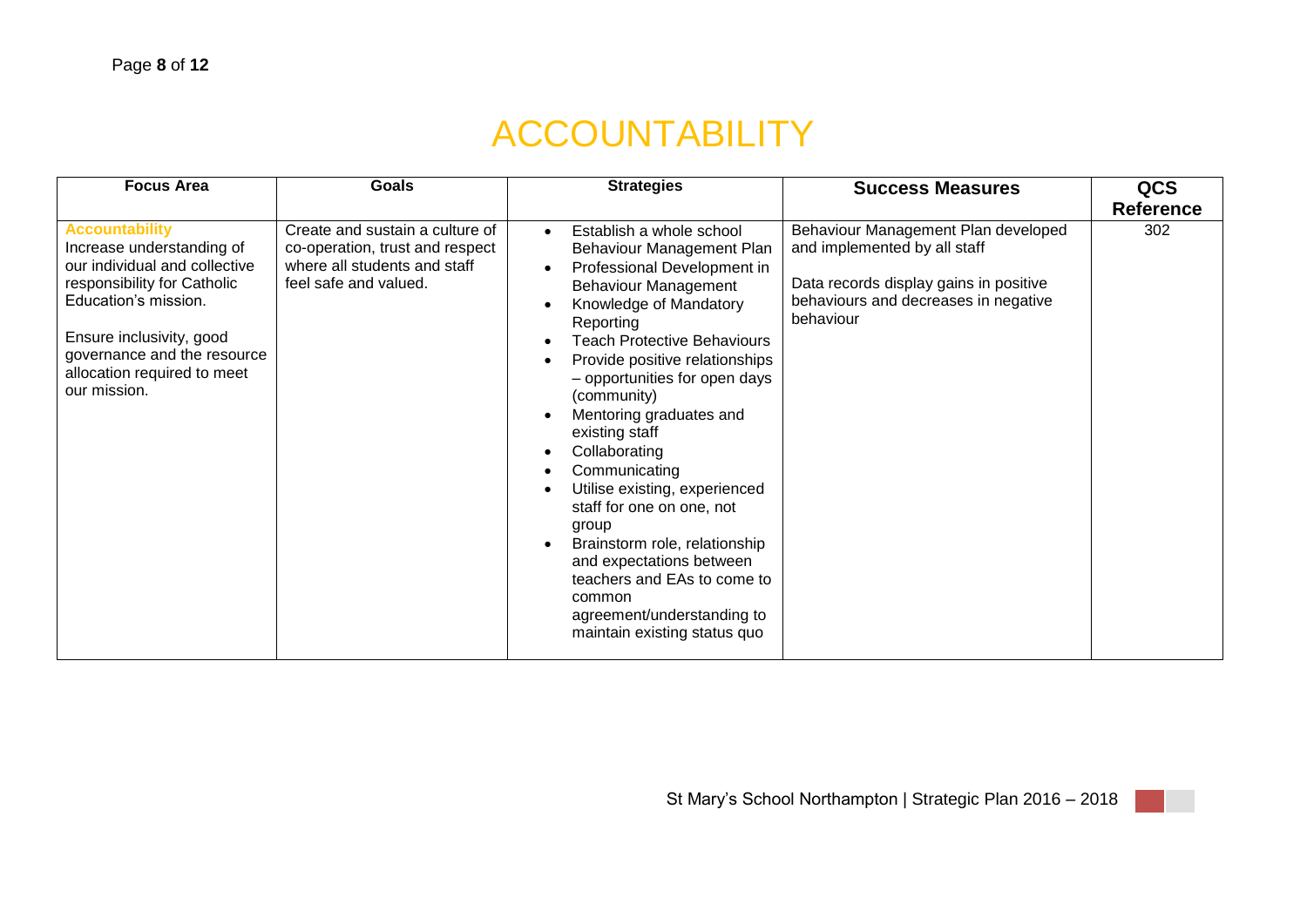# ACCOUNTABILITY

| Focus Area | Goals | Strategies | Success Measures | QCS Reference |
|---|---|---|---|---|
| **Accountability**<br>Increase understanding of our individual and collective responsibility for Catholic Education's mission.<br><br>Ensure inclusivity, good governance and the resource allocation required to meet our mission. | Create and sustain a culture of co-operation, trust and respect where all students and staff feel safe and valued. | • Establish a whole school Behaviour Management Plan<br>• Professional Development in Behaviour Management<br>• Knowledge of Mandatory Reporting<br>• Teach Protective Behaviours<br>• Provide positive relationships – opportunities for open days (community)<br>• Mentoring graduates and existing staff<br>• Collaborating<br>• Communicating<br>• Utilise existing, experienced staff for one on one, not group<br>• Brainstorm role, relationship and expectations between teachers and EAs to come to common agreement/understanding to maintain existing status quo | Behaviour Management Plan developed and implemented by all staff<br><br>Data records display gains in positive behaviours and decreases in negative behaviour | 302 |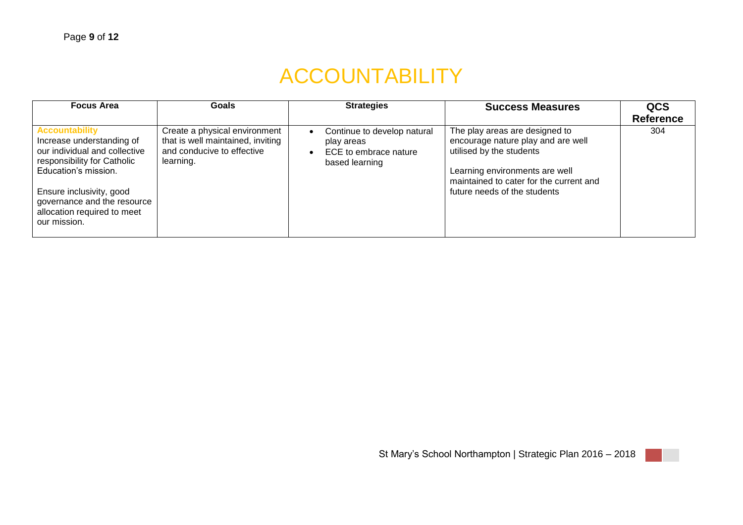# ACCOUNTABILITY

| Focus Area | Goals | Strategies | Success Measures | QCS Reference |
|---|---|---|---|---|
| **Accountability**<br>Increase understanding of our individual and collective responsibility for Catholic Education's mission.<br><br>Ensure inclusivity, good governance and the resource allocation required to meet our mission. | Create a physical environment that is well maintained, inviting and conducive to effective learning. | • Continue to develop natural play areas<br>• ECE to embrace nature based learning | The play areas are designed to encourage nature play and are well utilised by the students<br><br>Learning environments are well maintained to cater for the current and future needs of the students | 304 |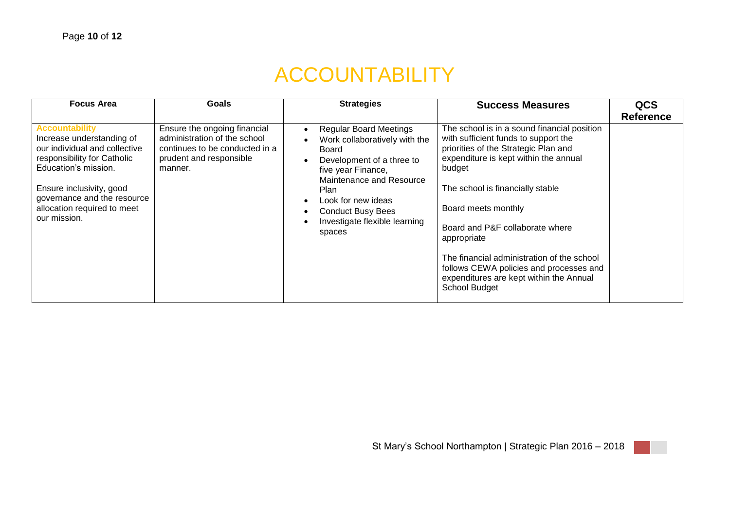# ACCOUNTABILITY

| Focus Area | Goals | Strategies | Success Measures | QCS Reference |
|---|---|---|---|---|
| **Accountability**<br>Increase understanding of our individual and collective responsibility for Catholic Education's mission.<br><br>Ensure inclusivity, good governance and the resource allocation required to meet our mission. | Ensure the ongoing financial administration of the school continues to be conducted in a prudent and responsible manner. | • Regular Board Meetings<br>• Work collaboratively with the Board<br>• Development of a three to five year Finance, Maintenance and Resource Plan<br>• Look for new ideas<br>• Conduct Busy Bees<br>• Investigate flexible learning spaces | The school is in a sound financial position with sufficient funds to support the priorities of the Strategic Plan and expenditure is kept within the annual budget<br><br>The school is financially stable<br><br>Board meets monthly<br><br>Board and P&F collaborate where appropriate<br><br>The financial administration of the school follows CEWA policies and processes and expenditures are kept within the Annual School Budget | |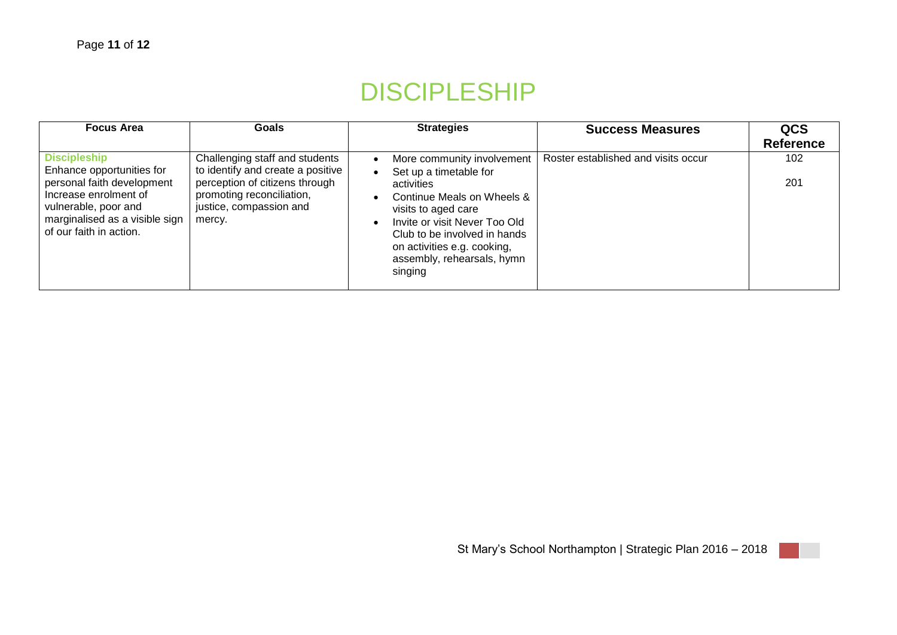# DISCIPLESHIP

| Focus Area | Goals | Strategies | Success Measures | QCS Reference |
|---|---|---|---|---|
| **Discipleship**<br>Enhance opportunities for personal faith development<br>Increase enrolment of vulnerable, poor and marginalised as a visible sign of our faith in action. | Challenging staff and students to identify and create a positive perception of citizens through promoting reconciliation, justice, compassion and mercy. | • More community involvement<br>• Set up a timetable for activities<br>• Continue Meals on Wheels & visits to aged care<br>• Invite or visit Never Too Old Club to be involved in hands on activities e.g. cooking, assembly, rehearsals, hymn singing | Roster established and visits occur | 102<br><br>201 |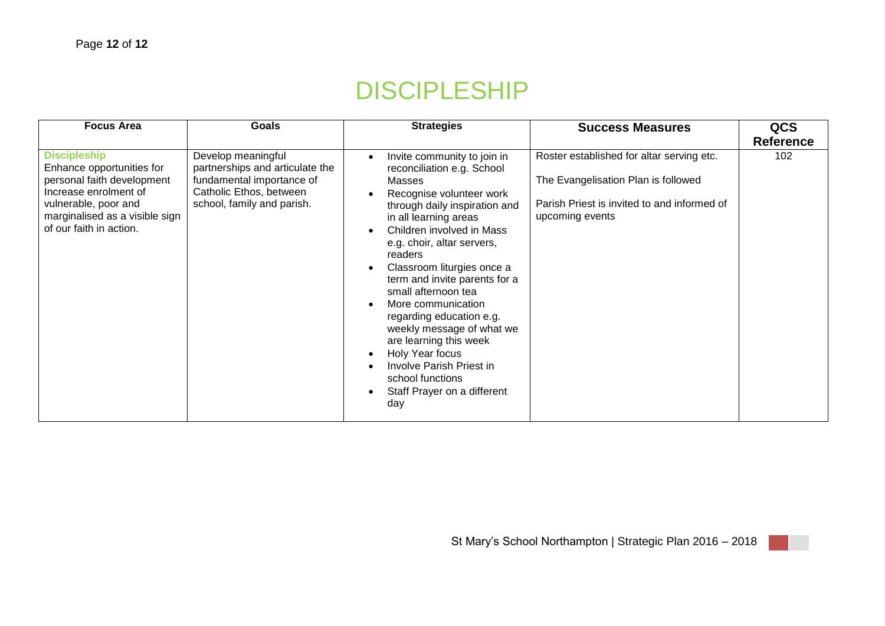# DISCIPLESHIP

| Focus Area | Goals | Strategies | Success Measures | QCS Reference |
|---|---|---|---|---|
| **Discipleship**<br>Enhance opportunities for personal faith development Increase enrolment of vulnerable, poor and marginalised as a visible sign of our faith in action. | Develop meaningful partnerships and articulate the fundamental importance of Catholic Ethos, between school, family and parish. | • Invite community to join in reconciliation e.g. School Masses<br>• Recognise volunteer work through daily inspiration and in all learning areas<br>• Children involved in Mass e.g. choir, altar servers, readers<br>• Classroom liturgies once a term and invite parents for a small afternoon tea<br>• More communication regarding education e.g. weekly message of what we are learning this week<br>• Holy Year focus<br>• Involve Parish Priest in school functions<br>• Staff Prayer on a different day | Roster established for altar serving etc.<br><br>The Evangelisation Plan is followed<br><br>Parish Priest is invited to and informed of upcoming events | 102 |